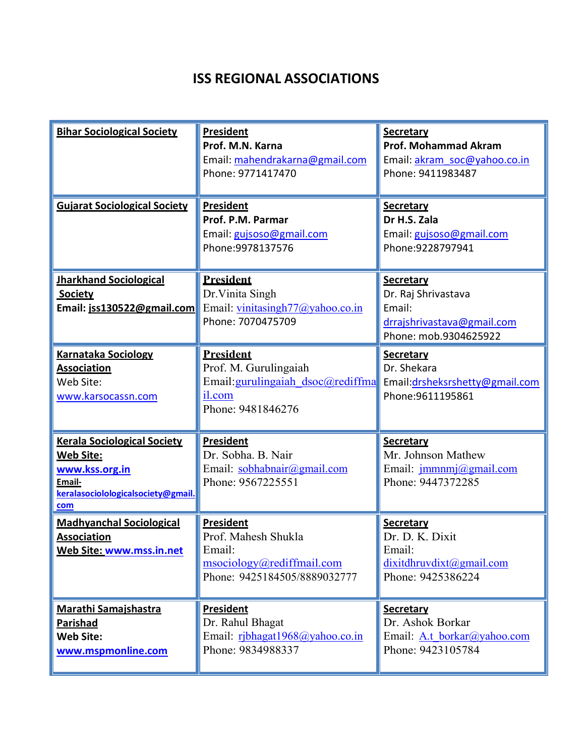# ISS REGIONAL ASSOCIATIONS

| Association | President | Secretary |
|---|---|---|
| **Bihar Sociological Society** | **President**<br>**Prof. M.N. Karna**<br>Email: mahendrakarna@gmail.com<br>Phone: 9771417470 | **Secretary**<br>**Prof. Mohammad Akram**<br>Email: akram_soc@yahoo.co.in<br>Phone: 9411983487 |
| **Gujarat Sociological Society** | **President**<br>**Prof. P.M. Parmar**<br>Email: gujsoso@gmail.com<br>Phone:9978137576 | **Secretary**<br>**Dr H.S. Zala**<br>Email: gujsoso@gmail.com<br>Phone:9228797941 |
| **Jharkhand Sociological Society**<br>**Email: jss130522@gmail.com** | **President**<br>Dr.Vinita Singh<br>Email: vinitasingh77@yahoo.co.in<br>Phone: 7070475709 | **Secretary**<br>Dr. Raj Shrivastava<br>Email: drrajshrivastava@gmail.com<br>Phone: mob.9304625922 |
| **Karnataka Sociology Association**<br>Web Site: www.karsocassn.com | **President**<br>Prof. M. Gurulingaiah<br>Email:gurulingaiah_dsoc@rediffmail.com<br>Phone: 9481846276 | **Secretary**<br>Dr. Shekara<br>Email:drsheksrshetty@gmail.com<br>Phone:9611195861 |
| **Kerala Sociological Society**<br>**Web Site: www.kss.org.in**<br>**Email- keralasociolologicalsociety@gmail.com** | **President**<br>Dr. Sobha. B. Nair<br>Email: sobhabnair@gmail.com<br>Phone: 9567225551 | **Secretary**<br>Mr. Johnson Mathew<br>Email: jmmnmj@gmail.com<br>Phone: 9447372285 |
| **Madhyanchal Sociological Association**<br>**Web Site: www.mss.in.net** | **President**<br>Prof. Mahesh Shukla<br>Email: msociology@rediffmail.com<br>Phone: 9425184505/8889032777 | **Secretary**<br>Dr. D. K. Dixit<br>Email: dixitdhruvdixt@gmail.com<br>Phone: 9425386224 |
| **Marathi Samajshastra Parishad**<br>**Web Site: www.mspmonline.com** | **President**<br>Dr. Rahul Bhagat<br>Email: rjbhagat1968@yahoo.co.in<br>Phone: 9834988337 | **Secretary**<br>Dr. Ashok Borkar<br>Email: A.t_borkar@yahoo.com<br>Phone: 9423105784 |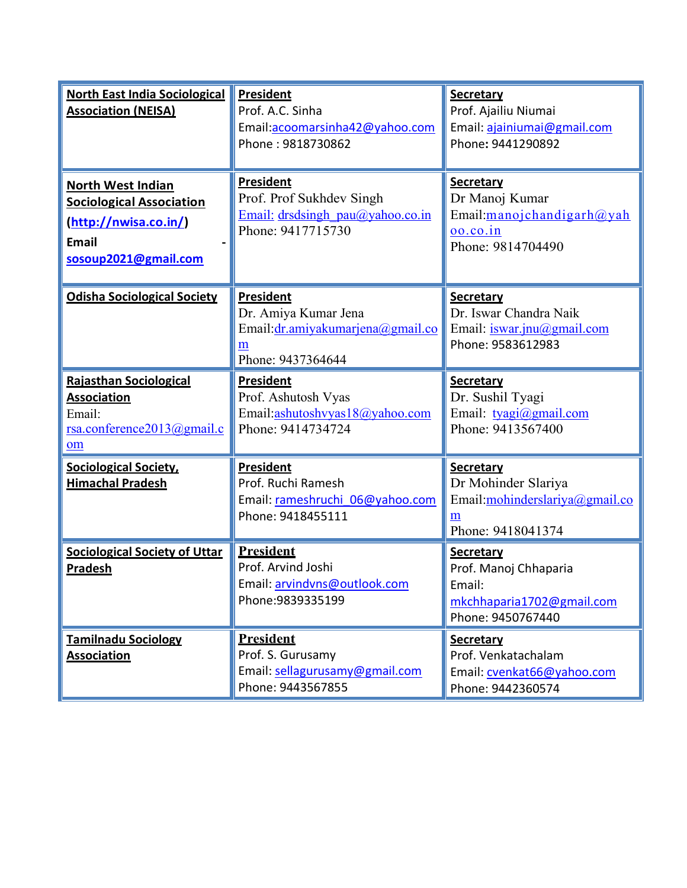| | | |
|---|---|---|
| **North East India Sociological Association (NEISA)** | **President**<br>Prof. A.C. Sinha<br>Email:acoomarsinha42@yahoo.com<br>Phone : 9818730862 | **Secretary**<br>Prof. Ajailiu Niumai<br>Email: ajainiumai@gmail.com<br>Phone**:** 9441290892 |
| **North West Indian Sociological Association (http://nwisa.co.in/)**<br>**Email -**<br>**sosoup2021@gmail.com** | **President**<br>Prof. Prof Sukhdev Singh<br>Email: drsdsingh_pau@yahoo.co.in<br>Phone: 9417715730 | **Secretary**<br>Dr Manoj Kumar<br>Email:manojchandigarh@yahoo.co.in<br>Phone: 9814704490 |
| **Odisha Sociological Society** | **President**<br>Dr. Amiya Kumar Jena<br>Email:dr.amiyakumarjena@gmail.com<br>Phone: 9437364644 | **Secretary**<br>Dr. Iswar Chandra Naik<br>Email: iswar.jnu@gmail.com<br>Phone: 9583612983 |
| **Rajasthan Sociological Association**<br>Email:<br>rsa.conference2013@gmail.com | **President**<br>Prof. Ashutosh Vyas<br>Email:ashutoshvyas18@yahoo.com<br>Phone: 9414734724 | **Secretary**<br>Dr. Sushil Tyagi<br>Email: tyagi@gmail.com<br>Phone: 9413567400 |
| **Sociological Society, Himachal Pradesh** | **President**<br>Prof. Ruchi Ramesh<br>Email: rameshruchi_06@yahoo.com<br>Phone: 9418455111 | **Secretary**<br>Dr Mohinder Slariya<br>Email:mohinderslariya@gmail.com<br>Phone: 9418041374 |
| **Sociological Society of Uttar Pradesh** | **President**<br>Prof. Arvind Joshi<br>Email: arvindvns@outlook.com<br>Phone:9839335199 | **Secretary**<br>Prof. Manoj Chhaparia<br>Email:<br>mkchhaparia1702@gmail.com<br>Phone: 9450767440 |
| **Tamilnadu Sociology Association** | **President**<br>Prof. S. Gurusamy<br>Email: sellagurusamy@gmail.com<br>Phone: 9443567855 | **Secretary**<br>Prof. Venkatachalam<br>Email: cvenkat66@yahoo.com<br>Phone: 9442360574 |